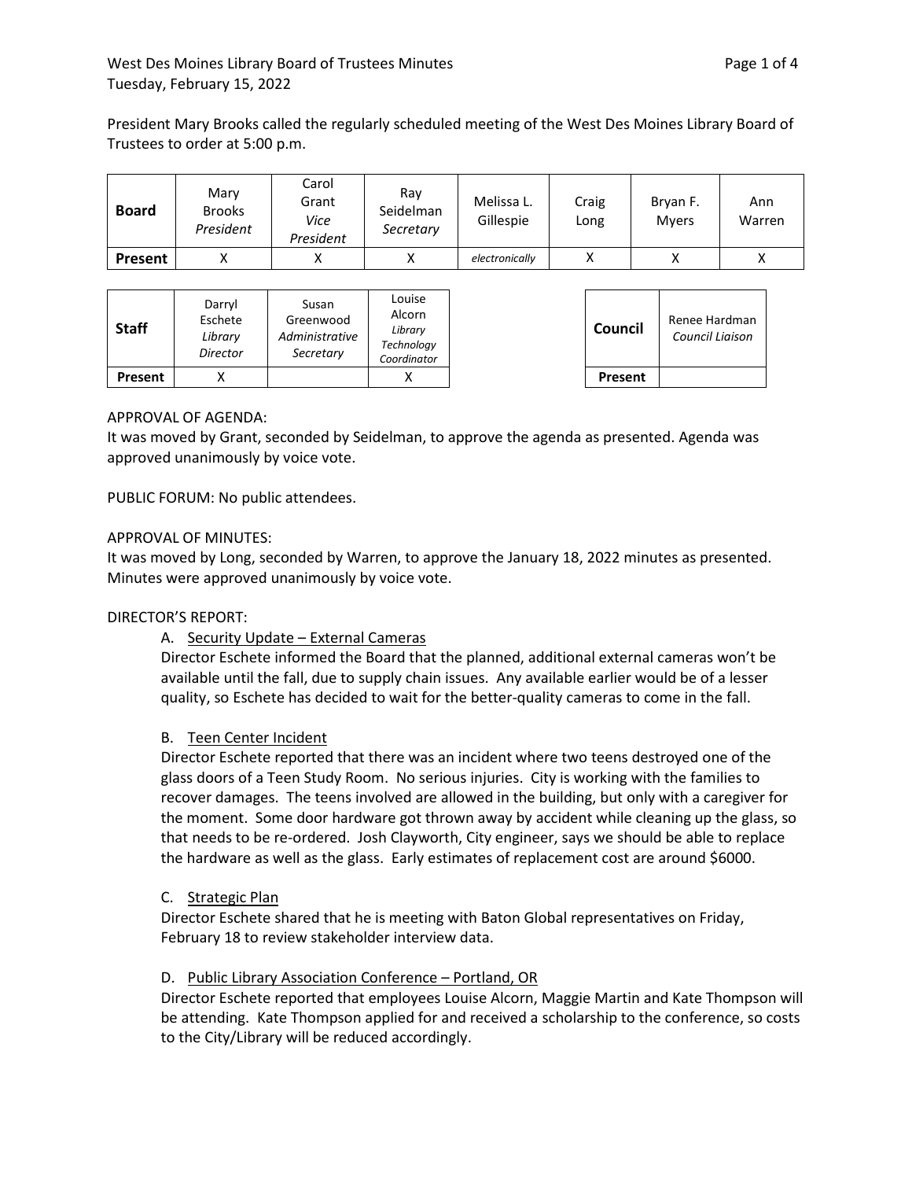# West Des Moines Library Board of Trustees Minutes
Tuesday, February 15, 2022

President Mary Brooks called the regularly scheduled meeting of the West Des Moines Library Board of Trustees to order at 5:00 p.m.

| **Board** | Mary Brooks *President* | Carol Grant *Vice President* | Ray Seidelman *Secretary* | Melissa L. Gillespie | Craig Long | Bryan F. Myers | Ann Warren |
|---|---|---|---|---|---|---|---|
| **Present** | X | X | X | *electronically* | X | X | X |

| **Staff** | Darryl Eschete *Library Director* | Susan Greenwood *Administrative Secretary* | Louise Alcorn *Library Technology Coordinator* |
|---|---|---|---|
| **Present** | X | | X |

| **Council** | Renee Hardman *Council Liaison* |
|---|---|
| **Present** | |

APPROVAL OF AGENDA:
It was moved by Grant, seconded by Seidelman, to approve the agenda as presented. Agenda was approved unanimously by voice vote.

PUBLIC FORUM: No public attendees.

APPROVAL OF MINUTES:
It was moved by Long, seconded by Warren, to approve the January 18, 2022 minutes as presented. Minutes were approved unanimously by voice vote.

DIRECTOR'S REPORT:

A. Security Update – External Cameras
Director Eschete informed the Board that the planned, additional external cameras won't be available until the fall, due to supply chain issues. Any available earlier would be of a lesser quality, so Eschete has decided to wait for the better-quality cameras to come in the fall.

B. Teen Center Incident
Director Eschete reported that there was an incident where two teens destroyed one of the glass doors of a Teen Study Room. No serious injuries. City is working with the families to recover damages. The teens involved are allowed in the building, but only with a caregiver for the moment. Some door hardware got thrown away by accident while cleaning up the glass, so that needs to be re-ordered. Josh Clayworth, City engineer, says we should be able to replace the hardware as well as the glass. Early estimates of replacement cost are around $6000.

C. Strategic Plan
Director Eschete shared that he is meeting with Baton Global representatives on Friday, February 18 to review stakeholder interview data.

D. Public Library Association Conference – Portland, OR
Director Eschete reported that employees Louise Alcorn, Maggie Martin and Kate Thompson will be attending. Kate Thompson applied for and received a scholarship to the conference, so costs to the City/Library will be reduced accordingly.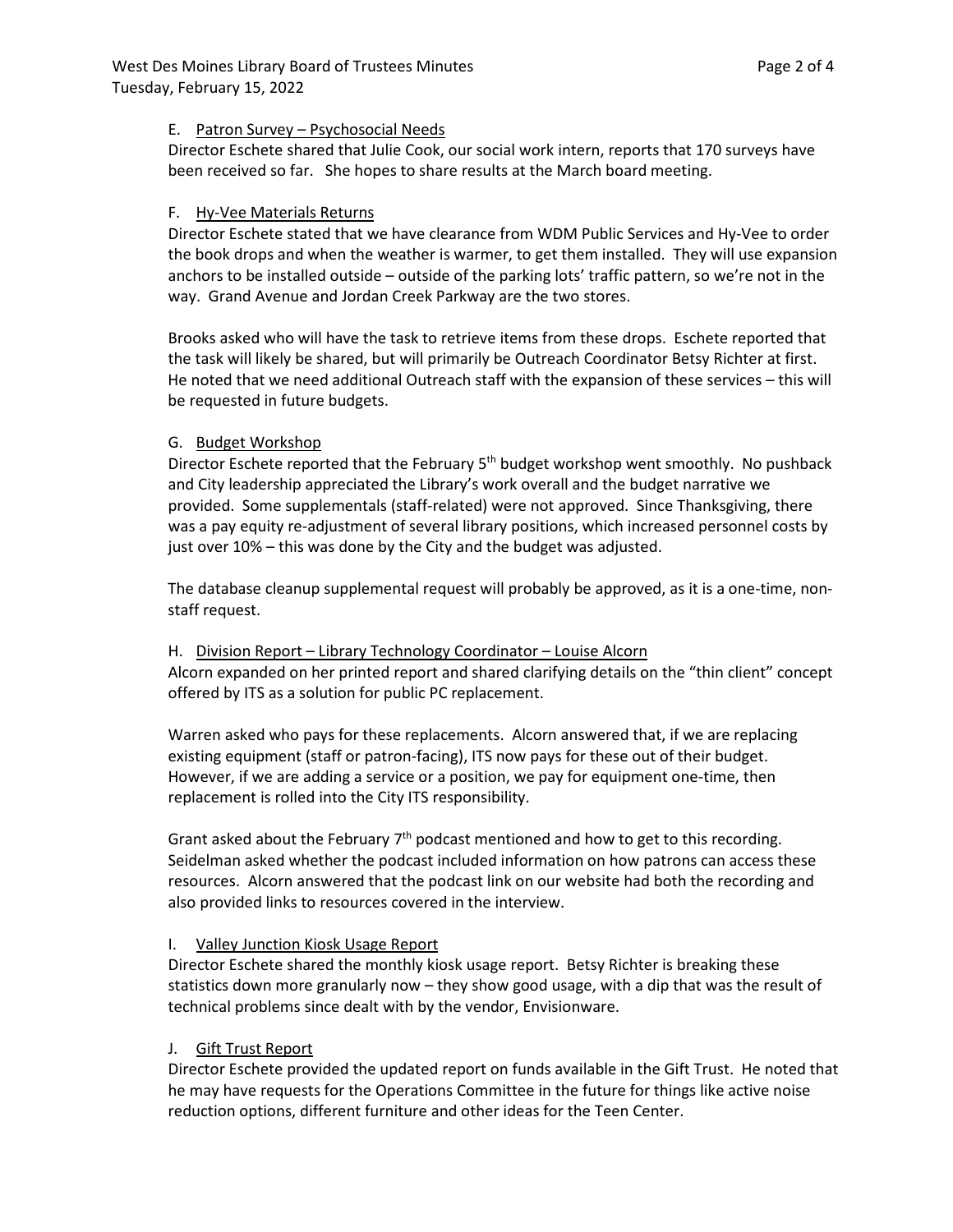E. Patron Survey – Psychosocial Needs

Director Eschete shared that Julie Cook, our social work intern, reports that 170 surveys have been received so far. She hopes to share results at the March board meeting.

F. Hy-Vee Materials Returns

Director Eschete stated that we have clearance from WDM Public Services and Hy-Vee to order the book drops and when the weather is warmer, to get them installed. They will use expansion anchors to be installed outside – outside of the parking lots' traffic pattern, so we're not in the way. Grand Avenue and Jordan Creek Parkway are the two stores.

Brooks asked who will have the task to retrieve items from these drops. Eschete reported that the task will likely be shared, but will primarily be Outreach Coordinator Betsy Richter at first. He noted that we need additional Outreach staff with the expansion of these services – this will be requested in future budgets.

G. Budget Workshop

Director Eschete reported that the February 5th budget workshop went smoothly. No pushback and City leadership appreciated the Library's work overall and the budget narrative we provided. Some supplementals (staff-related) were not approved. Since Thanksgiving, there was a pay equity re-adjustment of several library positions, which increased personnel costs by just over 10% – this was done by the City and the budget was adjusted.

The database cleanup supplemental request will probably be approved, as it is a one-time, non-staff request.

H. Division Report – Library Technology Coordinator – Louise Alcorn

Alcorn expanded on her printed report and shared clarifying details on the "thin client" concept offered by ITS as a solution for public PC replacement.

Warren asked who pays for these replacements. Alcorn answered that, if we are replacing existing equipment (staff or patron-facing), ITS now pays for these out of their budget. However, if we are adding a service or a position, we pay for equipment one-time, then replacement is rolled into the City ITS responsibility.

Grant asked about the February 7th podcast mentioned and how to get to this recording. Seidelman asked whether the podcast included information on how patrons can access these resources. Alcorn answered that the podcast link on our website had both the recording and also provided links to resources covered in the interview.

I. Valley Junction Kiosk Usage Report

Director Eschete shared the monthly kiosk usage report. Betsy Richter is breaking these statistics down more granularly now – they show good usage, with a dip that was the result of technical problems since dealt with by the vendor, Envisionware.

J. Gift Trust Report

Director Eschete provided the updated report on funds available in the Gift Trust. He noted that he may have requests for the Operations Committee in the future for things like active noise reduction options, different furniture and other ideas for the Teen Center.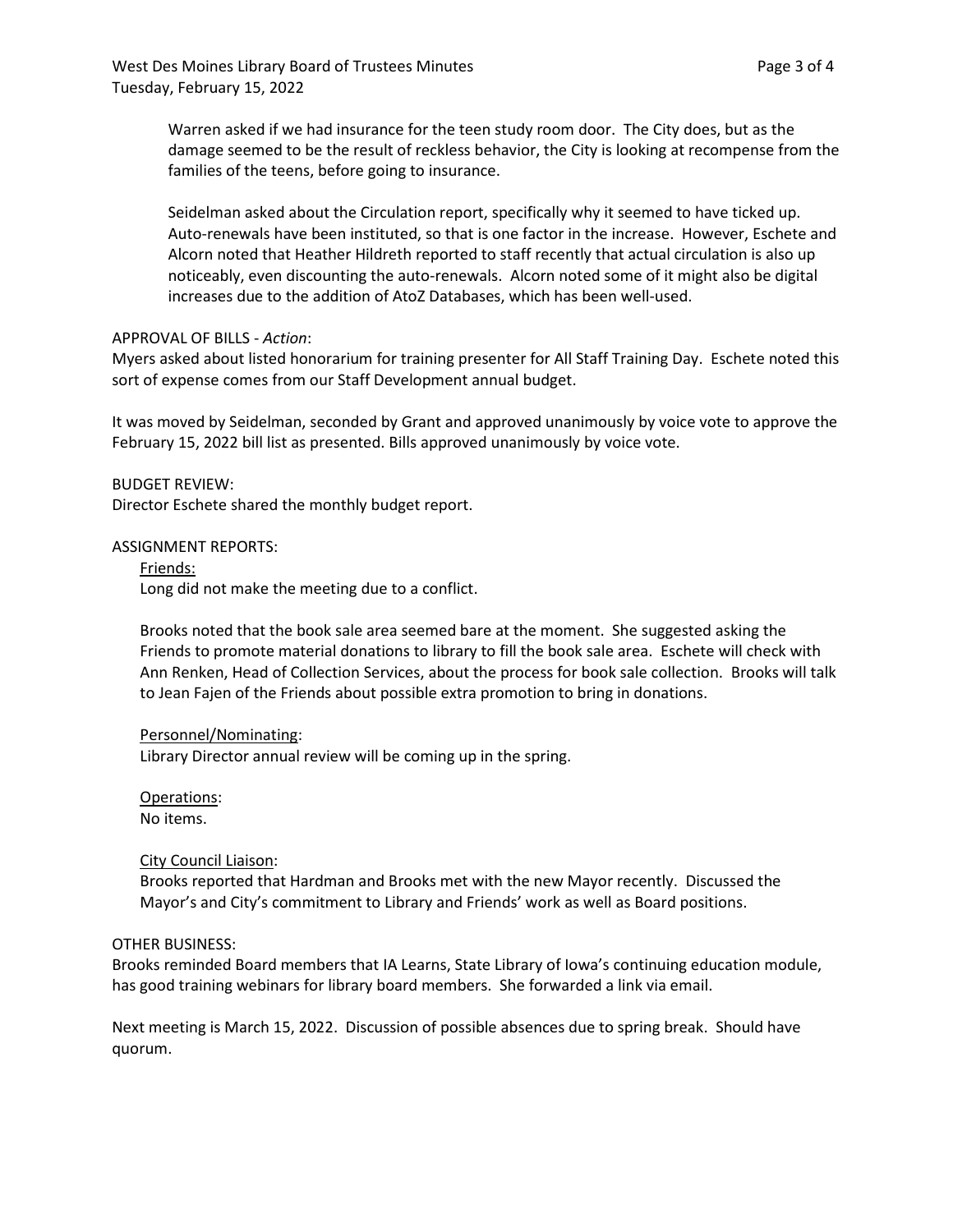Warren asked if we had insurance for the teen study room door. The City does, but as the damage seemed to be the result of reckless behavior, the City is looking at recompense from the families of the teens, before going to insurance.

Seidelman asked about the Circulation report, specifically why it seemed to have ticked up. Auto-renewals have been instituted, so that is one factor in the increase. However, Eschete and Alcorn noted that Heather Hildreth reported to staff recently that actual circulation is also up noticeably, even discounting the auto-renewals. Alcorn noted some of it might also be digital increases due to the addition of AtoZ Databases, which has been well-used.

APPROVAL OF BILLS - *Action*:
Myers asked about listed honorarium for training presenter for All Staff Training Day. Eschete noted this sort of expense comes from our Staff Development annual budget.

It was moved by Seidelman, seconded by Grant and approved unanimously by voice vote to approve the February 15, 2022 bill list as presented. Bills approved unanimously by voice vote.

BUDGET REVIEW:
Director Eschete shared the monthly budget report.

ASSIGNMENT REPORTS:

<u>Friends:</u>
Long did not make the meeting due to a conflict.

Brooks noted that the book sale area seemed bare at the moment. She suggested asking the Friends to promote material donations to library to fill the book sale area. Eschete will check with Ann Renken, Head of Collection Services, about the process for book sale collection. Brooks will talk to Jean Fajen of the Friends about possible extra promotion to bring in donations.

<u>Personnel/Nominating</u>:
Library Director annual review will be coming up in the spring.

<u>Operations</u>:
No items.

<u>City Council Liaison</u>:
Brooks reported that Hardman and Brooks met with the new Mayor recently. Discussed the Mayor's and City's commitment to Library and Friends' work as well as Board positions.

OTHER BUSINESS:
Brooks reminded Board members that IA Learns, State Library of Iowa's continuing education module, has good training webinars for library board members. She forwarded a link via email.

Next meeting is March 15, 2022. Discussion of possible absences due to spring break. Should have quorum.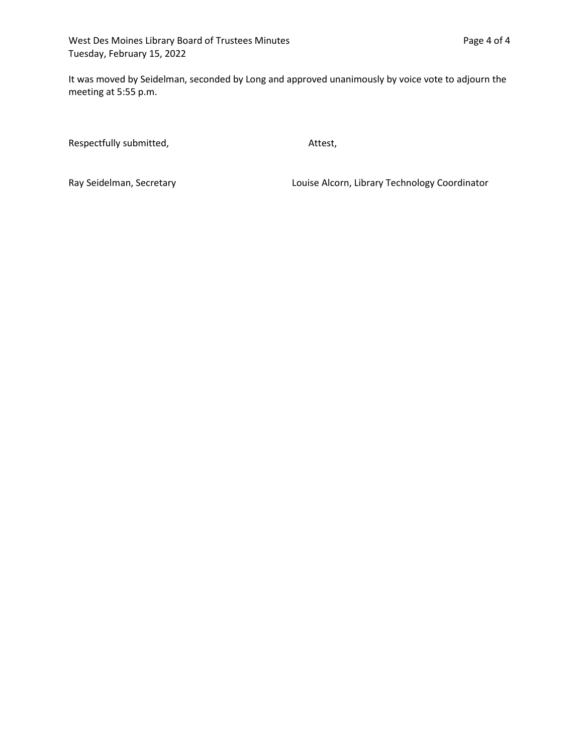It was moved by Seidelman, seconded by Long and approved unanimously by voice vote to adjourn the meeting at 5:55 p.m.

Respectfully submitted, Attest,

Ray Seidelman, Secretary Louise Alcorn, Library Technology Coordinator